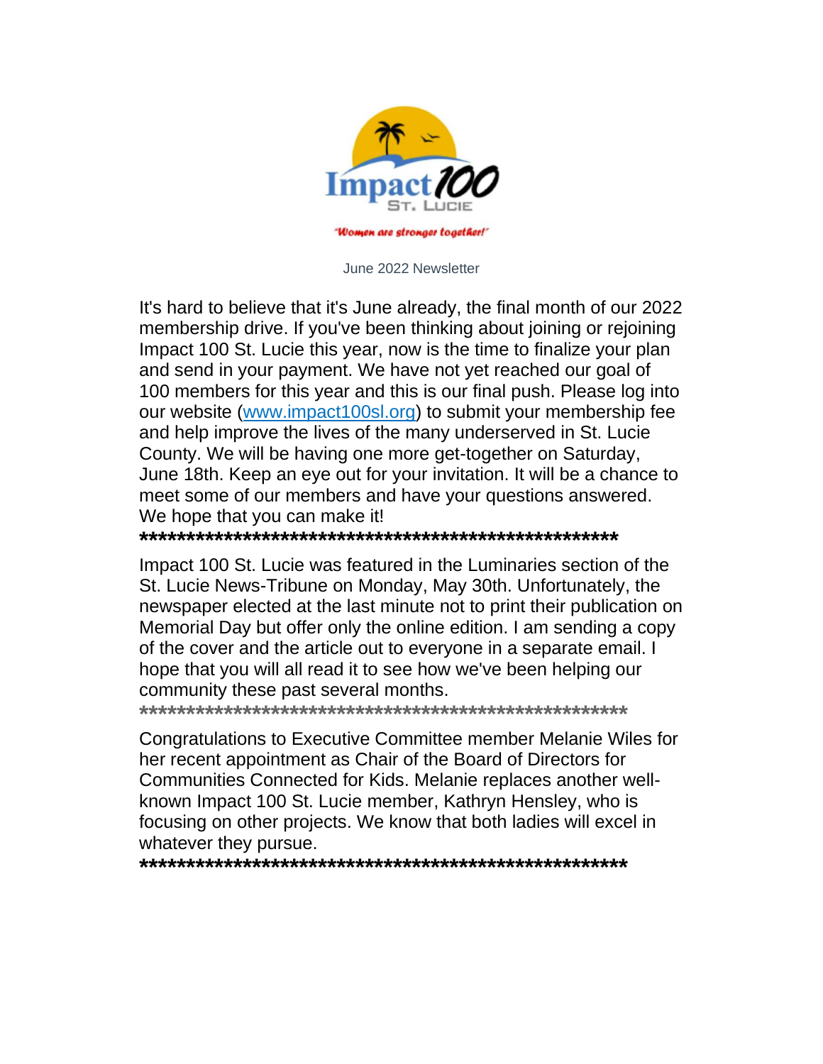Impact 100 ST. LUCIE

*"Women are stronger together!"*

June 2022 Newsletter

It's hard to believe that it's June already, the final month of our 2022 membership drive. If you've been thinking about joining or rejoining Impact 100 St. Lucie this year, now is the time to finalize your plan and send in your payment. We have not yet reached our goal of 100 members for this year and this is our final push. Please log into our website ([www.impact100sl.org](http://www.impact100sl.org)) to submit your membership fee and help improve the lives of the many underserved in St. Lucie County. We will be having one more get-together on Saturday, June 18th. Keep an eye out for your invitation. It will be a chance to meet some of our members and have your questions answered. We hope that you can make it!

**\*\*\*\*\*\*\*\*\*\*\*\*\*\*\*\*\*\*\*\*\*\*\*\*\*\*\*\*\*\*\*\*\*\*\*\*\*\*\*\*\*\*\*\*\*\*\*\*\*\*\*\*\*\***

Impact 100 St. Lucie was featured in the Luminaries section of the St. Lucie News-Tribune on Monday, May 30th. Unfortunately, the newspaper elected at the last minute not to print their publication on Memorial Day but offer only the online edition. I am sending a copy of the cover and the article out to everyone in a separate email. I hope that you will all read it to see how we've been helping our community these past several months.

\*\*\*\*\*\*\*\*\*\*\*\*\*\*\*\*\*\*\*\*\*\*\*\*\*\*\*\*\*\*\*\*\*\*\*\*\*\*\*\*\*\*\*\*\*\*\*\*\*\*\*\*\*\*\*\*

Congratulations to Executive Committee member Melanie Wiles for her recent appointment as Chair of the Board of Directors for Communities Connected for Kids. Melanie replaces another well-known Impact 100 St. Lucie member, Kathryn Hensley, who is focusing on other projects. We know that both ladies will excel in whatever they pursue.

**\*\*\*\*\*\*\*\*\*\*\*\*\*\*\*\*\*\*\*\*\*\*\*\*\*\*\*\*\*\*\*\*\*\*\*\*\*\*\*\*\*\*\*\*\*\*\*\*\*\*\*\*\*\*\*\***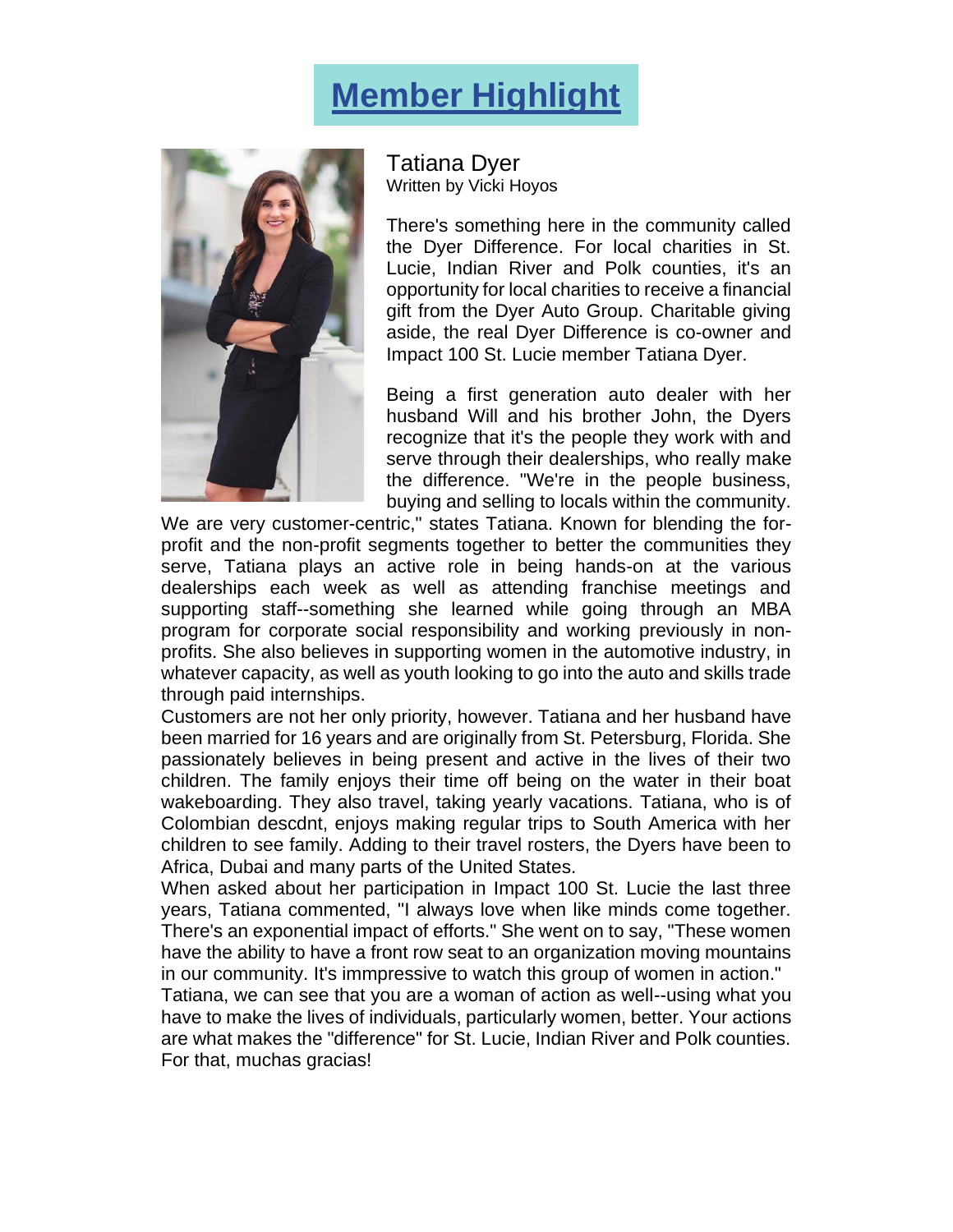# Member Highlight

Tatiana Dyer
Written by Vicki Hoyos

There's something here in the community called the Dyer Difference. For local charities in St. Lucie, Indian River and Polk counties, it's an opportunity for local charities to receive a financial gift from the Dyer Auto Group. Charitable giving aside, the real Dyer Difference is co-owner and Impact 100 St. Lucie member Tatiana Dyer.

Being a first generation auto dealer with her husband Will and his brother John, the Dyers recognize that it's the people they work with and serve through their dealerships, who really make the difference. "We're in the people business, buying and selling to locals within the community. We are very customer-centric," states Tatiana. Known for blending the for-profit and the non-profit segments together to better the communities they serve, Tatiana plays an active role in being hands-on at the various dealerships each week as well as attending franchise meetings and supporting staff--something she learned while going through an MBA program for corporate social responsibility and working previously in non-profits. She also believes in supporting women in the automotive industry, in whatever capacity, as well as youth looking to go into the auto and skills trade through paid internships.

Customers are not her only priority, however. Tatiana and her husband have been married for 16 years and are originally from St. Petersburg, Florida. She passionately believes in being present and active in the lives of their two children. The family enjoys their time off being on the water in their boat wakeboarding. They also travel, taking yearly vacations. Tatiana, who is of Colombian descdnt, enjoys making regular trips to South America with her children to see family. Adding to their travel rosters, the Dyers have been to Africa, Dubai and many parts of the United States.

When asked about her participation in Impact 100 St. Lucie the last three years, Tatiana commented, "I always love when like minds come together. There's an exponential impact of efforts." She went on to say, "These women have the ability to have a front row seat to an organization moving mountains in our community. It's immpressive to watch this group of women in action."

Tatiana, we can see that you are a woman of action as well--using what you have to make the lives of individuals, particularly women, better. Your actions are what makes the "difference" for St. Lucie, Indian River and Polk counties. For that, muchas gracias!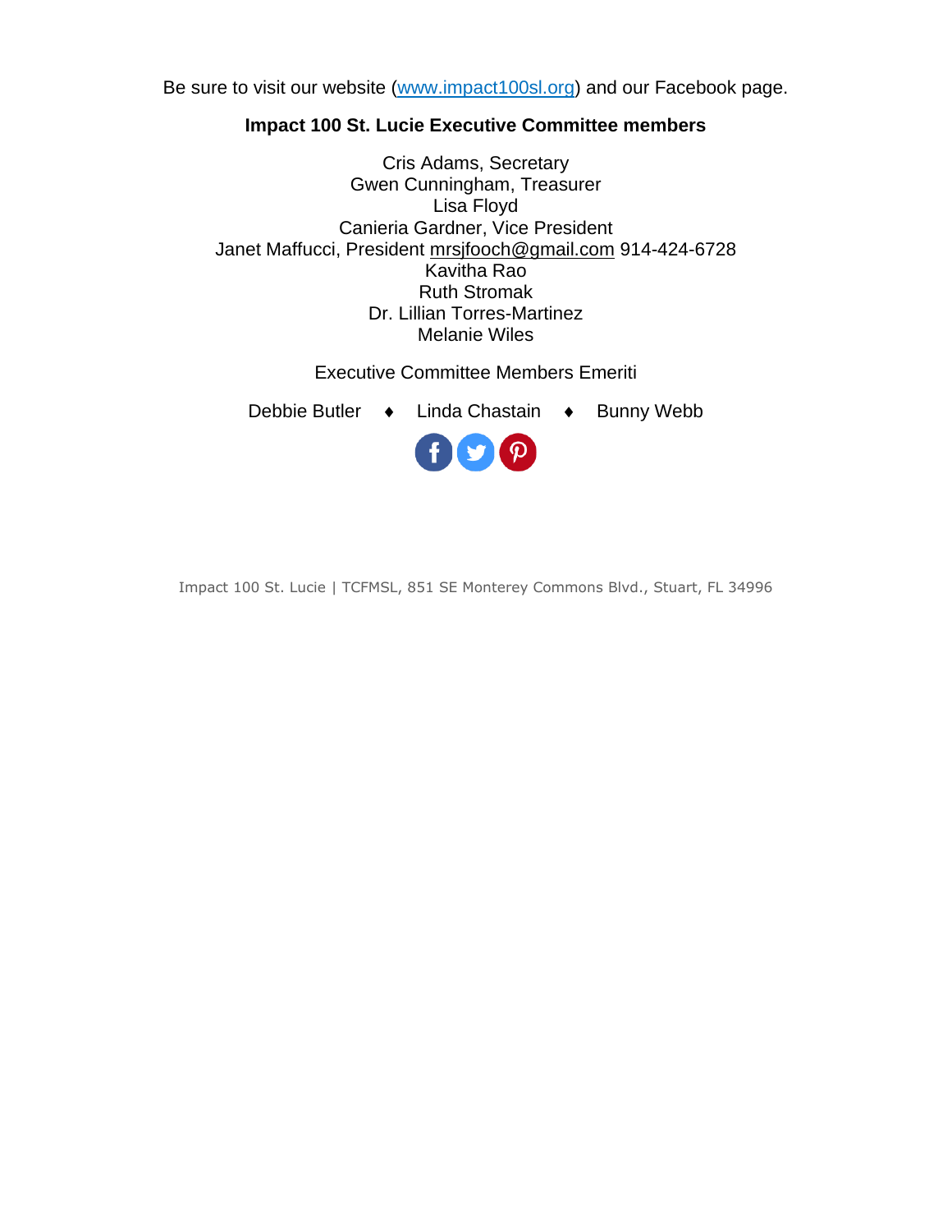Be sure to visit our website (www.impact100sl.org) and our Facebook page.

**Impact 100 St. Lucie Executive Committee members**

Cris Adams, Secretary
Gwen Cunningham, Treasurer
Lisa Floyd
Canieria Gardner, Vice President
Janet Maffucci, President mrsjfooch@gmail.com 914-424-6728
Kavitha Rao
Ruth Stromak
Dr. Lillian Torres-Martinez
Melanie Wiles

Executive Committee Members Emeriti

Debbie Butler ♦ Linda Chastain ♦ Bunny Webb

Impact 100 St. Lucie | TCFMSL, 851 SE Monterey Commons Blvd., Stuart, FL 34996